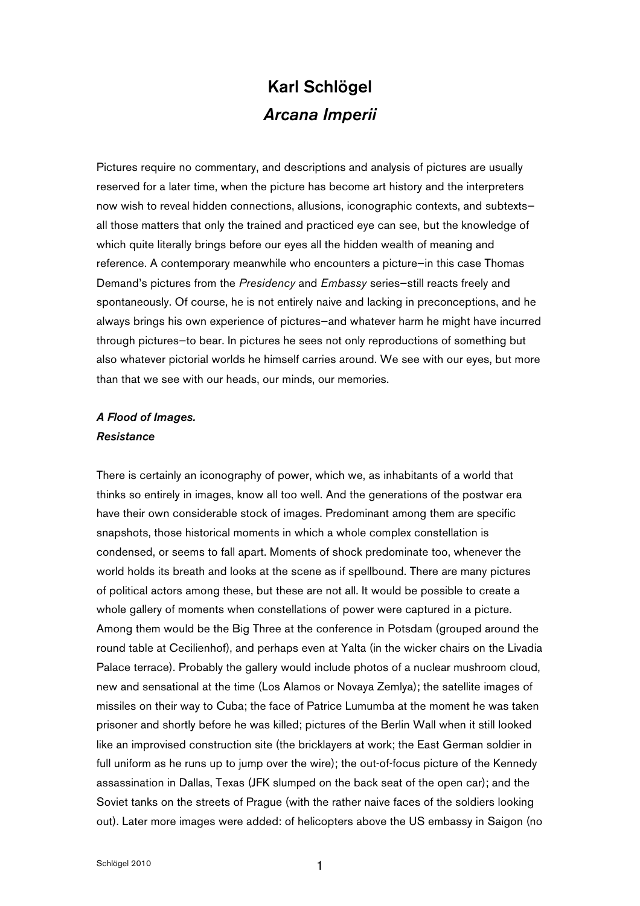# Karl Schlögel

## *Arcana Imperii*

Pictures require no commentary, and descriptions and analysis of pictures are usually reserved for a later time, when the picture has become art history and the interpreters now wish to reveal hidden connections, allusions, iconographic contexts, and subtexts—all those matters that only the trained and practiced eye can see, but the knowledge of which quite literally brings before our eyes all the hidden wealth of meaning and reference. A contemporary meanwhile who encounters a picture—in this case Thomas Demand's pictures from the *Presidency* and *Embassy* series—still reacts freely and spontaneously. Of course, he is not entirely naive and lacking in preconceptions, and he always brings his own experience of pictures—and whatever harm he might have incurred through pictures—to bear. In pictures he sees not only reproductions of something but also whatever pictorial worlds he himself carries around. We see with our eyes, but more than that we see with our heads, our minds, our memories.

### *A Flood of Images. Resistance*

There is certainly an iconography of power, which we, as inhabitants of a world that thinks so entirely in images, know all too well. And the generations of the postwar era have their own considerable stock of images. Predominant among them are specific snapshots, those historical moments in which a whole complex constellation is condensed, or seems to fall apart. Moments of shock predominate too, whenever the world holds its breath and looks at the scene as if spellbound. There are many pictures of political actors among these, but these are not all. It would be possible to create a whole gallery of moments when constellations of power were captured in a picture. Among them would be the Big Three at the conference in Potsdam (grouped around the round table at Cecilienhof), and perhaps even at Yalta (in the wicker chairs on the Livadia Palace terrace). Probably the gallery would include photos of a nuclear mushroom cloud, new and sensational at the time (Los Alamos or Novaya Zemlya); the satellite images of missiles on their way to Cuba; the face of Patrice Lumumba at the moment he was taken prisoner and shortly before he was killed; pictures of the Berlin Wall when it still looked like an improvised construction site (the bricklayers at work; the East German soldier in full uniform as he runs up to jump over the wire); the out-of-focus picture of the Kennedy assassination in Dallas, Texas (JFK slumped on the back seat of the open car); and the Soviet tanks on the streets of Prague (with the rather naive faces of the soldiers looking out). Later more images were added: of helicopters above the US embassy in Saigon (no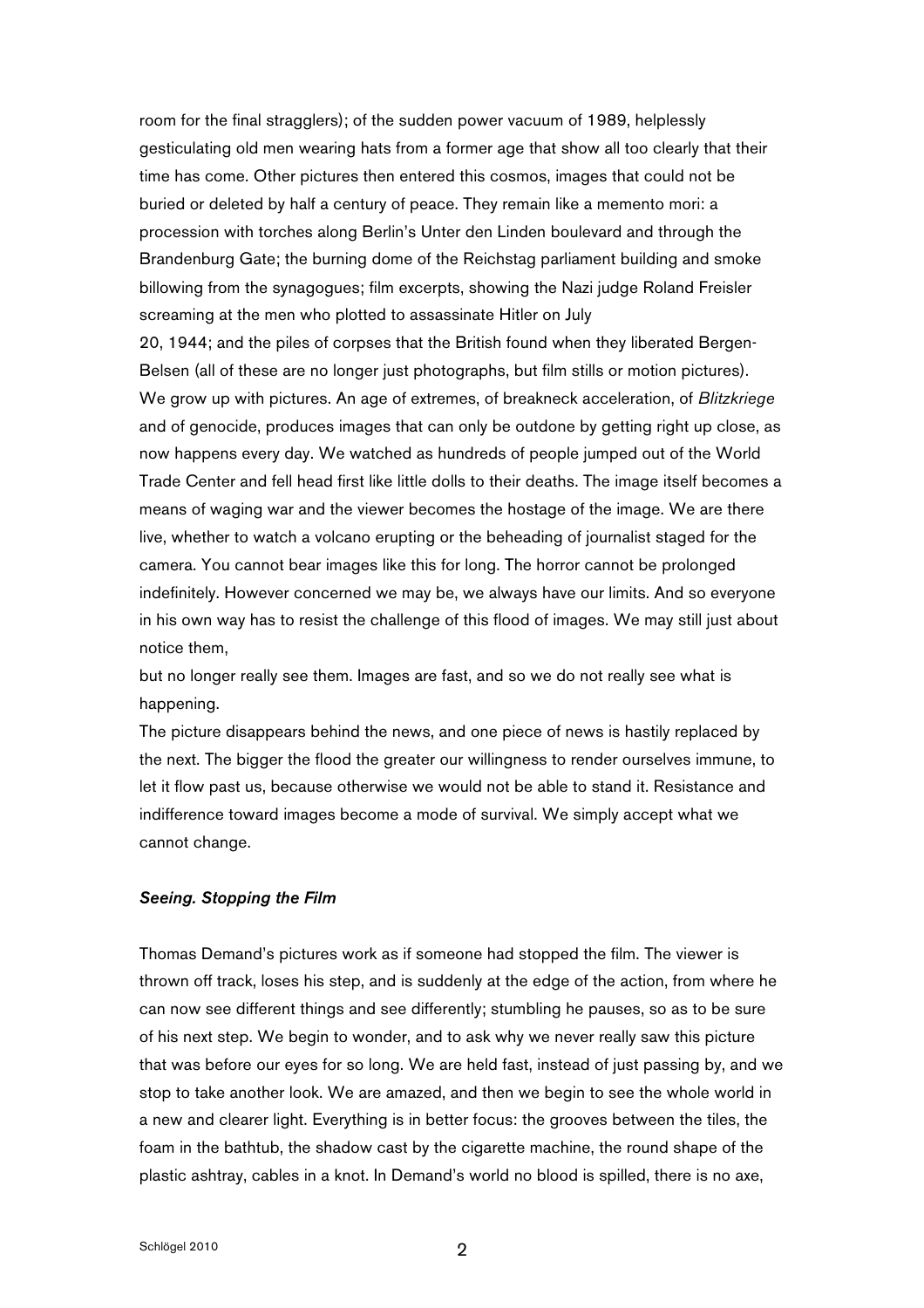room for the final stragglers); of the sudden power vacuum of 1989, helplessly gesticulating old men wearing hats from a former age that show all too clearly that their time has come. Other pictures then entered this cosmos, images that could not be buried or deleted by half a century of peace. They remain like a memento mori: a procession with torches along Berlin's Unter den Linden boulevard and through the Brandenburg Gate; the burning dome of the Reichstag parliament building and smoke billowing from the synagogues; film excerpts, showing the Nazi judge Roland Freisler screaming at the men who plotted to assassinate Hitler on July 20, 1944; and the piles of corpses that the British found when they liberated Bergen-Belsen (all of these are no longer just photographs, but film stills or motion pictures). We grow up with pictures. An age of extremes, of breakneck acceleration, of *Blitzkriege* and of genocide, produces images that can only be outdone by getting right up close, as now happens every day. We watched as hundreds of people jumped out of the World Trade Center and fell head first like little dolls to their deaths. The image itself becomes a means of waging war and the viewer becomes the hostage of the image. We are there live, whether to watch a volcano erupting or the beheading of journalist staged for the camera. You cannot bear images like this for long. The horror cannot be prolonged indefinitely. However concerned we may be, we always have our limits. And so everyone in his own way has to resist the challenge of this flood of images. We may still just about notice them, but no longer really see them. Images are fast, and so we do not really see what is happening.

The picture disappears behind the news, and one piece of news is hastily replaced by the next. The bigger the flood the greater our willingness to render ourselves immune, to let it flow past us, because otherwise we would not be able to stand it. Resistance and indifference toward images become a mode of survival. We simply accept what we cannot change.

### *Seeing. Stopping the Film*

Thomas Demand's pictures work as if someone had stopped the film. The viewer is thrown off track, loses his step, and is suddenly at the edge of the action, from where he can now see different things and see differently; stumbling he pauses, so as to be sure of his next step. We begin to wonder, and to ask why we never really saw this picture that was before our eyes for so long. We are held fast, instead of just passing by, and we stop to take another look. We are amazed, and then we begin to see the whole world in a new and clearer light. Everything is in better focus: the grooves between the tiles, the foam in the bathtub, the shadow cast by the cigarette machine, the round shape of the plastic ashtray, cables in a knot. In Demand's world no blood is spilled, there is no axe,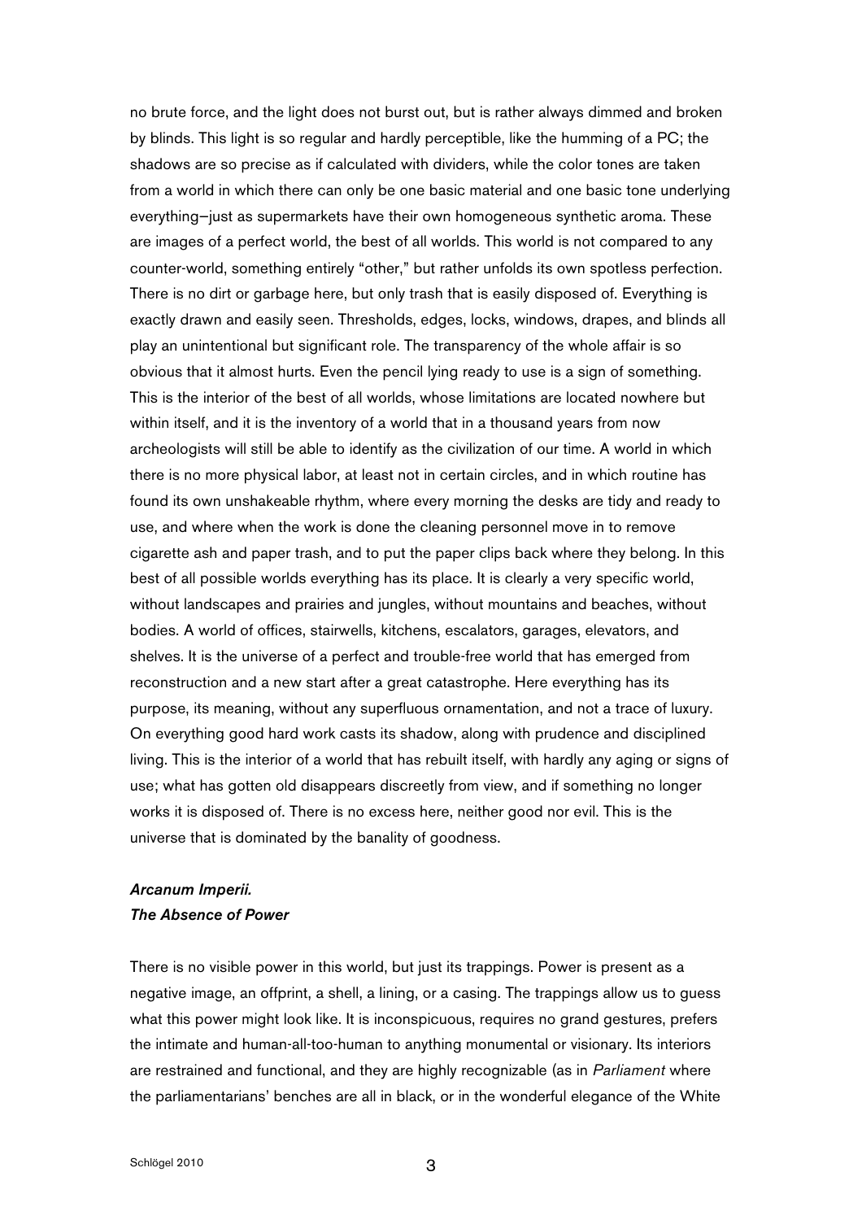no brute force, and the light does not burst out, but is rather always dimmed and broken by blinds. This light is so regular and hardly perceptible, like the humming of a PC; the shadows are so precise as if calculated with dividers, while the color tones are taken from a world in which there can only be one basic material and one basic tone underlying everything—just as supermarkets have their own homogeneous synthetic aroma. These are images of a perfect world, the best of all worlds. This world is not compared to any counter-world, something entirely "other," but rather unfolds its own spotless perfection. There is no dirt or garbage here, but only trash that is easily disposed of. Everything is exactly drawn and easily seen. Thresholds, edges, locks, windows, drapes, and blinds all play an unintentional but significant role. The transparency of the whole affair is so obvious that it almost hurts. Even the pencil lying ready to use is a sign of something. This is the interior of the best of all worlds, whose limitations are located nowhere but within itself, and it is the inventory of a world that in a thousand years from now archeologists will still be able to identify as the civilization of our time. A world in which there is no more physical labor, at least not in certain circles, and in which routine has found its own unshakeable rhythm, where every morning the desks are tidy and ready to use, and where when the work is done the cleaning personnel move in to remove cigarette ash and paper trash, and to put the paper clips back where they belong. In this best of all possible worlds everything has its place. It is clearly a very specific world, without landscapes and prairies and jungles, without mountains and beaches, without bodies. A world of offices, stairwells, kitchens, escalators, garages, elevators, and shelves. It is the universe of a perfect and trouble-free world that has emerged from reconstruction and a new start after a great catastrophe. Here everything has its purpose, its meaning, without any superfluous ornamentation, and not a trace of luxury. On everything good hard work casts its shadow, along with prudence and disciplined living. This is the interior of a world that has rebuilt itself, with hardly any aging or signs of use; what has gotten old disappears discreetly from view, and if something no longer works it is disposed of. There is no excess here, neither good nor evil. This is the universe that is dominated by the banality of goodness.

### *Arcanum Imperii. The Absence of Power*

There is no visible power in this world, but just its trappings. Power is present as a negative image, an offprint, a shell, a lining, or a casing. The trappings allow us to guess what this power might look like. It is inconspicuous, requires no grand gestures, prefers the intimate and human-all-too-human to anything monumental or visionary. Its interiors are restrained and functional, and they are highly recognizable (as in *Parliament* where the parliamentarians' benches are all in black, or in the wonderful elegance of the White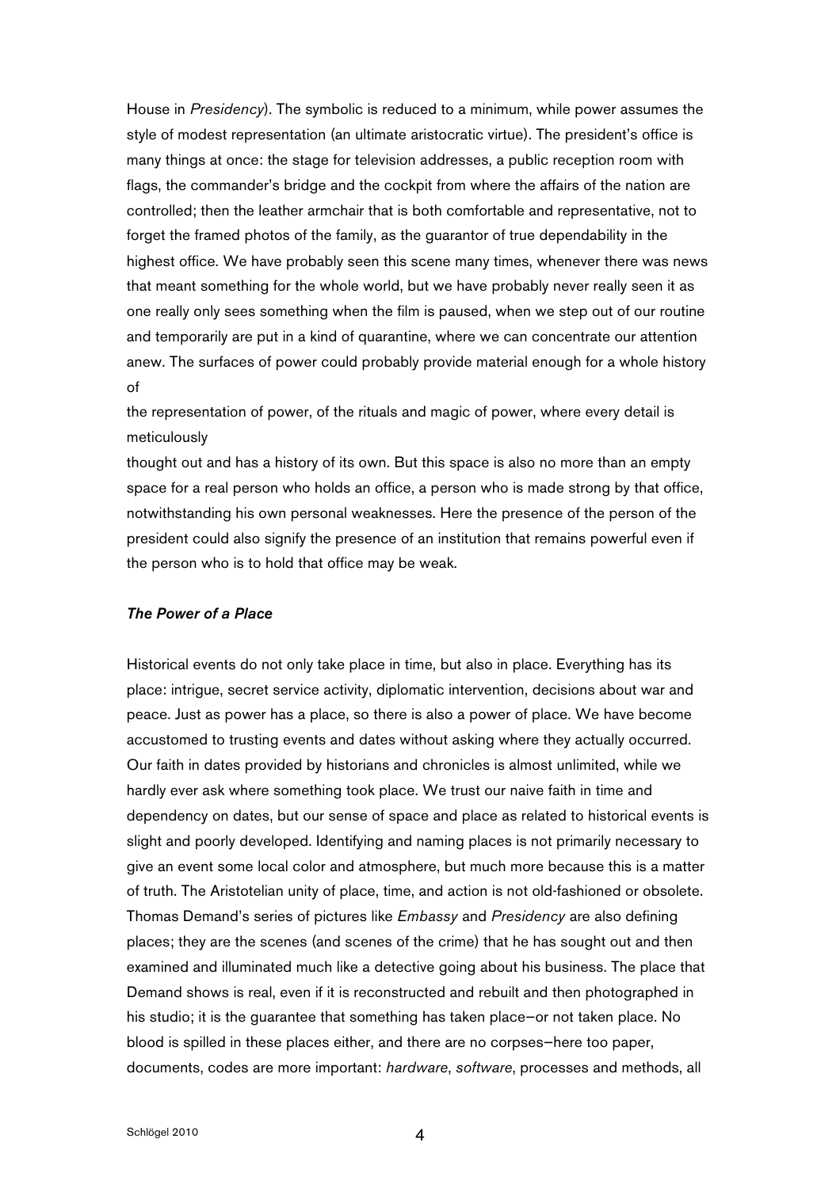House in *Presidency*). The symbolic is reduced to a minimum, while power assumes the style of modest representation (an ultimate aristocratic virtue). The president's office is many things at once: the stage for television addresses, a public reception room with flags, the commander's bridge and the cockpit from where the affairs of the nation are controlled; then the leather armchair that is both comfortable and representative, not to forget the framed photos of the family, as the guarantor of true dependability in the highest office. We have probably seen this scene many times, whenever there was news that meant something for the whole world, but we have probably never really seen it as one really only sees something when the film is paused, when we step out of our routine and temporarily are put in a kind of quarantine, where we can concentrate our attention anew. The surfaces of power could probably provide material enough for a whole history of the representation of power, of the rituals and magic of power, where every detail is meticulously thought out and has a history of its own. But this space is also no more than an empty space for a real person who holds an office, a person who is made strong by that office, notwithstanding his own personal weaknesses. Here the presence of the person of the president could also signify the presence of an institution that remains powerful even if the person who is to hold that office may be weak.

***The Power of a Place***

Historical events do not only take place in time, but also in place. Everything has its place: intrigue, secret service activity, diplomatic intervention, decisions about war and peace. Just as power has a place, so there is also a power of place. We have become accustomed to trusting events and dates without asking where they actually occurred. Our faith in dates provided by historians and chronicles is almost unlimited, while we hardly ever ask where something took place. We trust our naive faith in time and dependency on dates, but our sense of space and place as related to historical events is slight and poorly developed. Identifying and naming places is not primarily necessary to give an event some local color and atmosphere, but much more because this is a matter of truth. The Aristotelian unity of place, time, and action is not old-fashioned or obsolete. Thomas Demand's series of pictures like *Embassy* and *Presidency* are also defining places; they are the scenes (and scenes of the crime) that he has sought out and then examined and illuminated much like a detective going about his business. The place that Demand shows is real, even if it is reconstructed and rebuilt and then photographed in his studio; it is the guarantee that something has taken place—or not taken place. No blood is spilled in these places either, and there are no corpses—here too paper, documents, codes are more important: *hardware*, *software*, processes and methods, all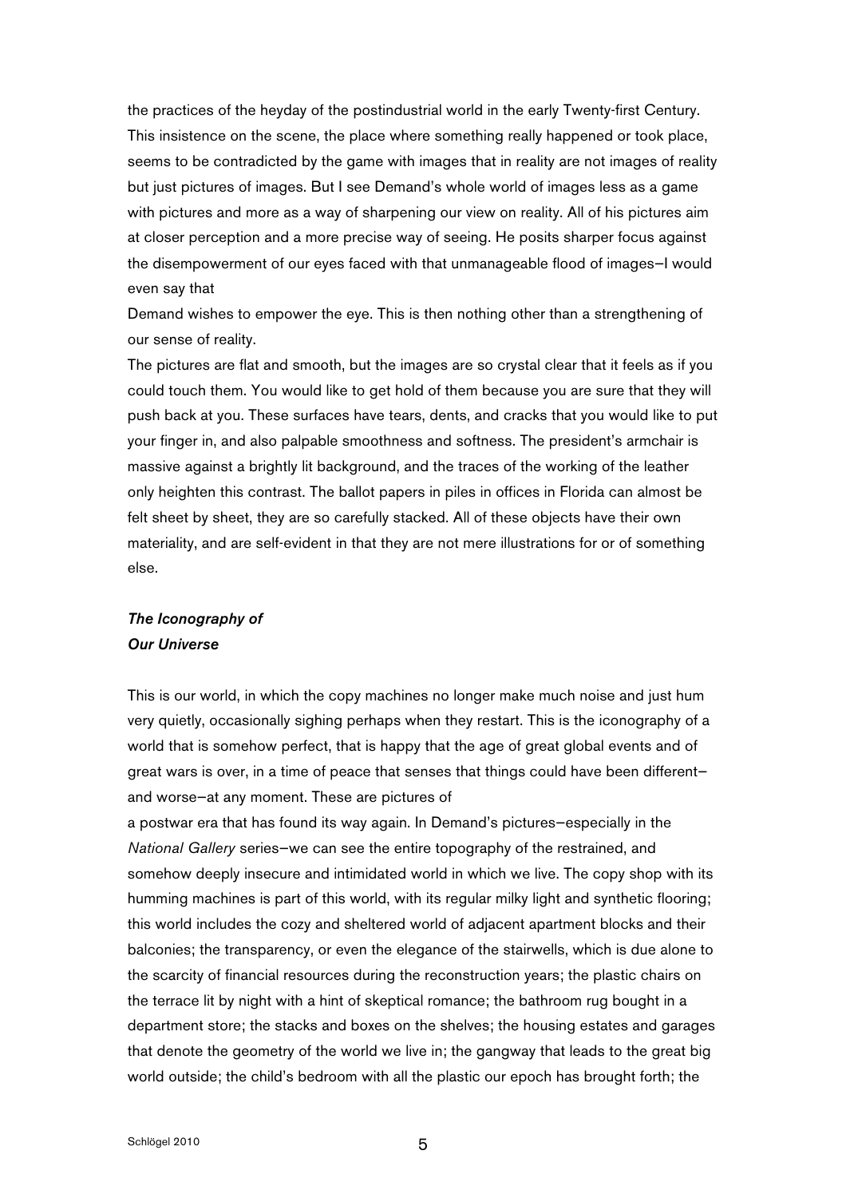the practices of the heyday of the postindustrial world in the early Twenty-first Century. This insistence on the scene, the place where something really happened or took place, seems to be contradicted by the game with images that in reality are not images of reality but just pictures of images. But I see Demand's whole world of images less as a game with pictures and more as a way of sharpening our view on reality. All of his pictures aim at closer perception and a more precise way of seeing. He posits sharper focus against the disempowerment of our eyes faced with that unmanageable flood of images—I would even say that Demand wishes to empower the eye. This is then nothing other than a strengthening of our sense of reality.

The pictures are flat and smooth, but the images are so crystal clear that it feels as if you could touch them. You would like to get hold of them because you are sure that they will push back at you. These surfaces have tears, dents, and cracks that you would like to put your finger in, and also palpable smoothness and softness. The president's armchair is massive against a brightly lit background, and the traces of the working of the leather only heighten this contrast. The ballot papers in piles in offices in Florida can almost be felt sheet by sheet, they are so carefully stacked. All of these objects have their own materiality, and are self-evident in that they are not mere illustrations for or of something else.

### *The Iconography of Our Universe*

This is our world, in which the copy machines no longer make much noise and just hum very quietly, occasionally sighing perhaps when they restart. This is the iconography of a world that is somehow perfect, that is happy that the age of great global events and of great wars is over, in a time of peace that senses that things could have been different—and worse—at any moment. These are pictures of a postwar era that has found its way again. In Demand's pictures—especially in the *National Gallery* series—we can see the entire topography of the restrained, and somehow deeply insecure and intimidated world in which we live. The copy shop with its humming machines is part of this world, with its regular milky light and synthetic flooring; this world includes the cozy and sheltered world of adjacent apartment blocks and their balconies; the transparency, or even the elegance of the stairwells, which is due alone to the scarcity of financial resources during the reconstruction years; the plastic chairs on the terrace lit by night with a hint of skeptical romance; the bathroom rug bought in a department store; the stacks and boxes on the shelves; the housing estates and garages that denote the geometry of the world we live in; the gangway that leads to the great big world outside; the child's bedroom with all the plastic our epoch has brought forth; the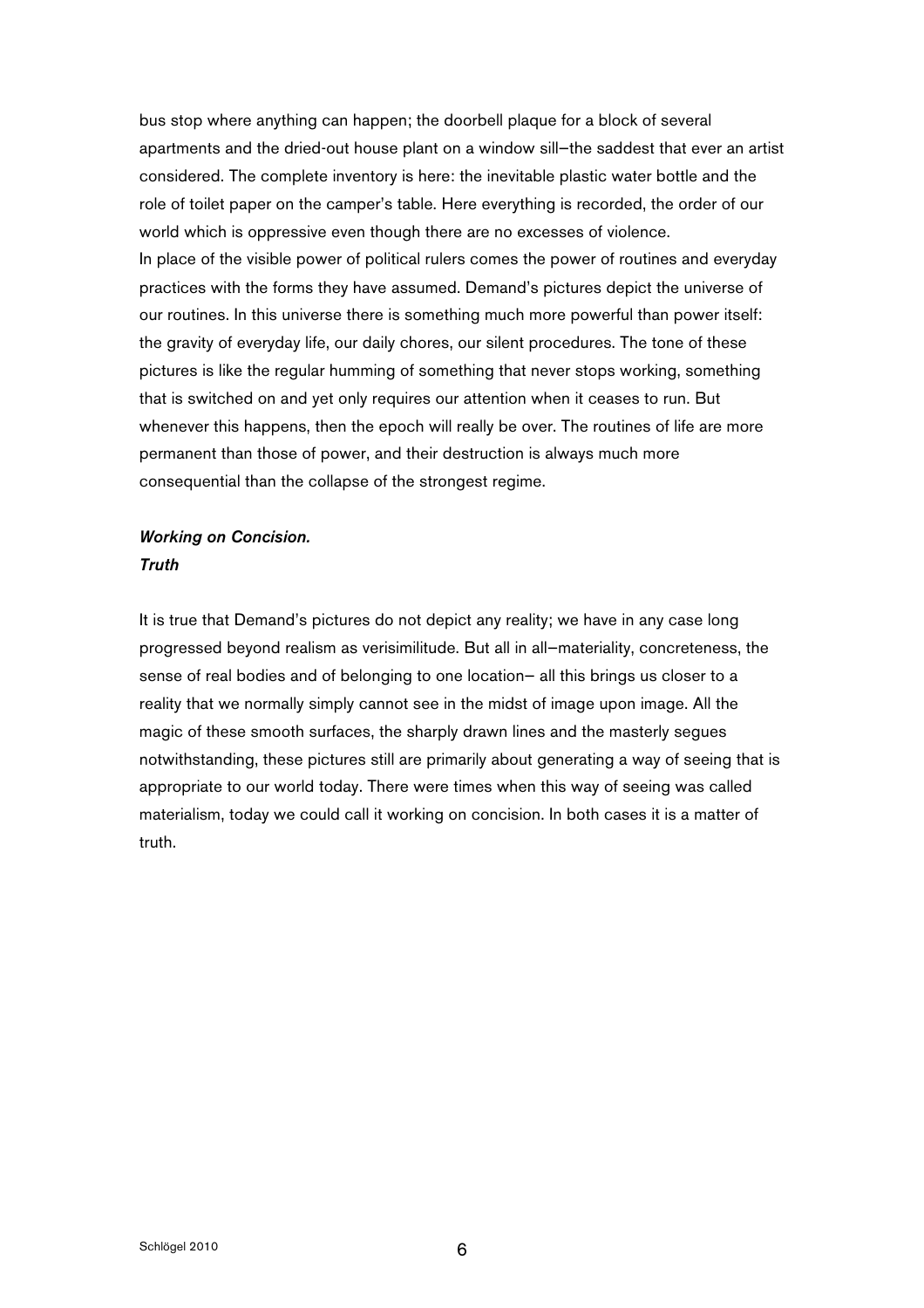bus stop where anything can happen; the doorbell plaque for a block of several apartments and the dried-out house plant on a window sill–the saddest that ever an artist considered. The complete inventory is here: the inevitable plastic water bottle and the role of toilet paper on the camper's table. Here everything is recorded, the order of our world which is oppressive even though there are no excesses of violence.
In place of the visible power of political rulers comes the power of routines and everyday practices with the forms they have assumed. Demand's pictures depict the universe of our routines. In this universe there is something much more powerful than power itself: the gravity of everyday life, our daily chores, our silent procedures. The tone of these pictures is like the regular humming of something that never stops working, something that is switched on and yet only requires our attention when it ceases to run. But whenever this happens, then the epoch will really be over. The routines of life are more permanent than those of power, and their destruction is always much more consequential than the collapse of the strongest regime.

***Working on Concision.***
***Truth***

It is true that Demand's pictures do not depict any reality; we have in any case long progressed beyond realism as verisimilitude. But all in all–materiality, concreteness, the sense of real bodies and of belonging to one location– all this brings us closer to a reality that we normally simply cannot see in the midst of image upon image. All the magic of these smooth surfaces, the sharply drawn lines and the masterly segues notwithstanding, these pictures still are primarily about generating a way of seeing that is appropriate to our world today. There were times when this way of seeing was called materialism, today we could call it working on concision. In both cases it is a matter of truth.